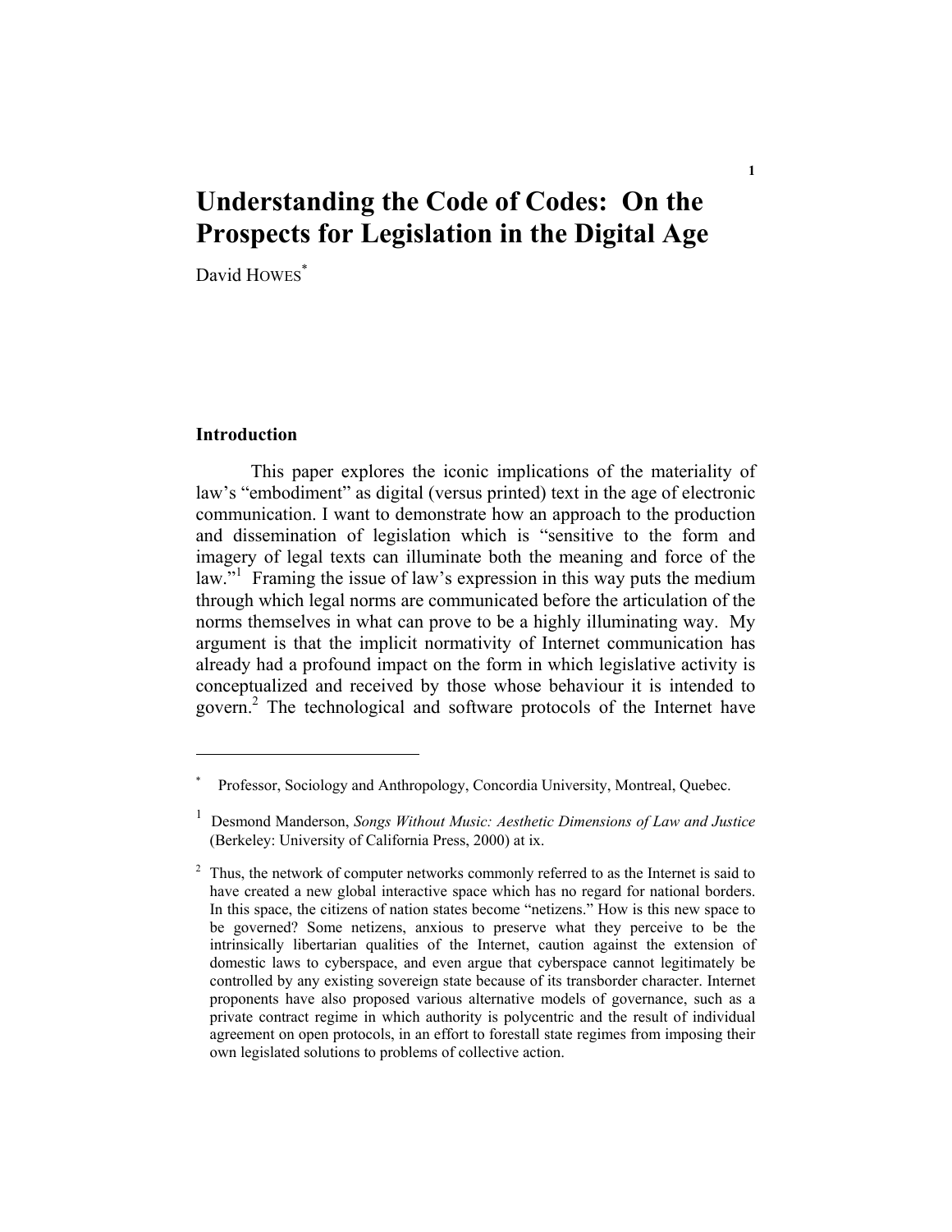# Understanding the Code of Codes: On the Prospects for Legislation in the Digital Age

David HOWES[*]

## Introduction

This paper explores the iconic implications of the materiality of law's "embodiment" as digital (versus printed) text in the age of electronic communication. I want to demonstrate how an approach to the production and dissemination of legislation which is "sensitive to the form and imagery of legal texts can illuminate both the meaning and force of the law."[1] Framing the issue of law's expression in this way puts the medium through which legal norms are communicated before the articulation of the norms themselves in what can prove to be a highly illuminating way. My argument is that the implicit normativity of Internet communication has already had a profound impact on the form in which legislative activity is conceptualized and received by those whose behaviour it is intended to govern.[2] The technological and software protocols of the Internet have

---

[*] Professor, Sociology and Anthropology, Concordia University, Montreal, Quebec.

[1] Desmond Manderson, *Songs Without Music: Aesthetic Dimensions of Law and Justice* (Berkeley: University of California Press, 2000) at ix.

[2] Thus, the network of computer networks commonly referred to as the Internet is said to have created a new global interactive space which has no regard for national borders. In this space, the citizens of nation states become "netizens." How is this new space to be governed? Some netizens, anxious to preserve what they perceive to be the intrinsically libertarian qualities of the Internet, caution against the extension of domestic laws to cyberspace, and even argue that cyberspace cannot legitimately be controlled by any existing sovereign state because of its transborder character. Internet proponents have also proposed various alternative models of governance, such as a private contract regime in which authority is polycentric and the result of individual agreement on open protocols, in an effort to forestall state regimes from imposing their own legislated solutions to problems of collective action.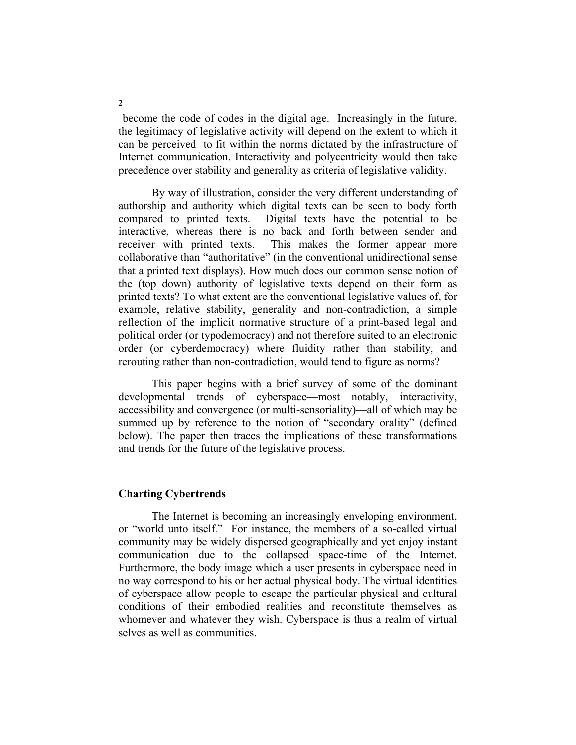become the code of codes in the digital age. Increasingly in the future, the legitimacy of legislative activity will depend on the extent to which it can be perceived to fit within the norms dictated by the infrastructure of Internet communication. Interactivity and polycentricity would then take precedence over stability and generality as criteria of legislative validity.

By way of illustration, consider the very different understanding of authorship and authority which digital texts can be seen to body forth compared to printed texts. Digital texts have the potential to be interactive, whereas there is no back and forth between sender and receiver with printed texts. This makes the former appear more collaborative than "authoritative" (in the conventional unidirectional sense that a printed text displays). How much does our common sense notion of the (top down) authority of legislative texts depend on their form as printed texts? To what extent are the conventional legislative values of, for example, relative stability, generality and non-contradiction, a simple reflection of the implicit normative structure of a print-based legal and political order (or typodemocracy) and not therefore suited to an electronic order (or cyberdemocracy) where fluidity rather than stability, and rerouting rather than non-contradiction, would tend to figure as norms?

This paper begins with a brief survey of some of the dominant developmental trends of cyberspace—most notably, interactivity, accessibility and convergence (or multi-sensoriality)—all of which may be summed up by reference to the notion of "secondary orality" (defined below). The paper then traces the implications of these transformations and trends for the future of the legislative process.

## Charting Cybertrends

The Internet is becoming an increasingly enveloping environment, or "world unto itself." For instance, the members of a so-called virtual community may be widely dispersed geographically and yet enjoy instant communication due to the collapsed space-time of the Internet. Furthermore, the body image which a user presents in cyberspace need in no way correspond to his or her actual physical body. The virtual identities of cyberspace allow people to escape the particular physical and cultural conditions of their embodied realities and reconstitute themselves as whomever and whatever they wish. Cyberspace is thus a realm of virtual selves as well as communities.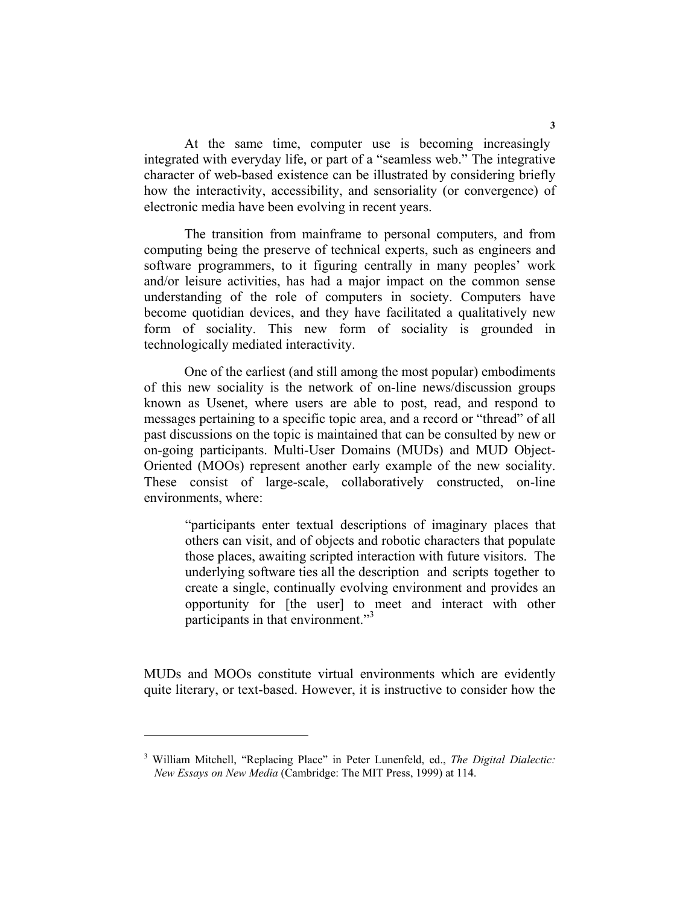At the same time, computer use is becoming increasingly integrated with everyday life, or part of a "seamless web." The integrative character of web-based existence can be illustrated by considering briefly how the interactivity, accessibility, and sensoriality (or convergence) of electronic media have been evolving in recent years.

The transition from mainframe to personal computers, and from computing being the preserve of technical experts, such as engineers and software programmers, to it figuring centrally in many peoples' work and/or leisure activities, has had a major impact on the common sense understanding of the role of computers in society. Computers have become quotidian devices, and they have facilitated a qualitatively new form of sociality. This new form of sociality is grounded in technologically mediated interactivity.

One of the earliest (and still among the most popular) embodiments of this new sociality is the network of on-line news/discussion groups known as Usenet, where users are able to post, read, and respond to messages pertaining to a specific topic area, and a record or "thread" of all past discussions on the topic is maintained that can be consulted by new or on-going participants. Multi-User Domains (MUDs) and MUD Object-Oriented (MOOs) represent another early example of the new sociality. These consist of large-scale, collaboratively constructed, on-line environments, where:

> "participants enter textual descriptions of imaginary places that others can visit, and of objects and robotic characters that populate those places, awaiting scripted interaction with future visitors. The underlying software ties all the description and scripts together to create a single, continually evolving environment and provides an opportunity for [the user] to meet and interact with other participants in that environment."[3]

MUDs and MOOs constitute virtual environments which are evidently quite literary, or text-based. However, it is instructive to consider how the

---

[3] William Mitchell, "Replacing Place" in Peter Lunenfeld, ed., *The Digital Dialectic: New Essays on New Media* (Cambridge: The MIT Press, 1999) at 114.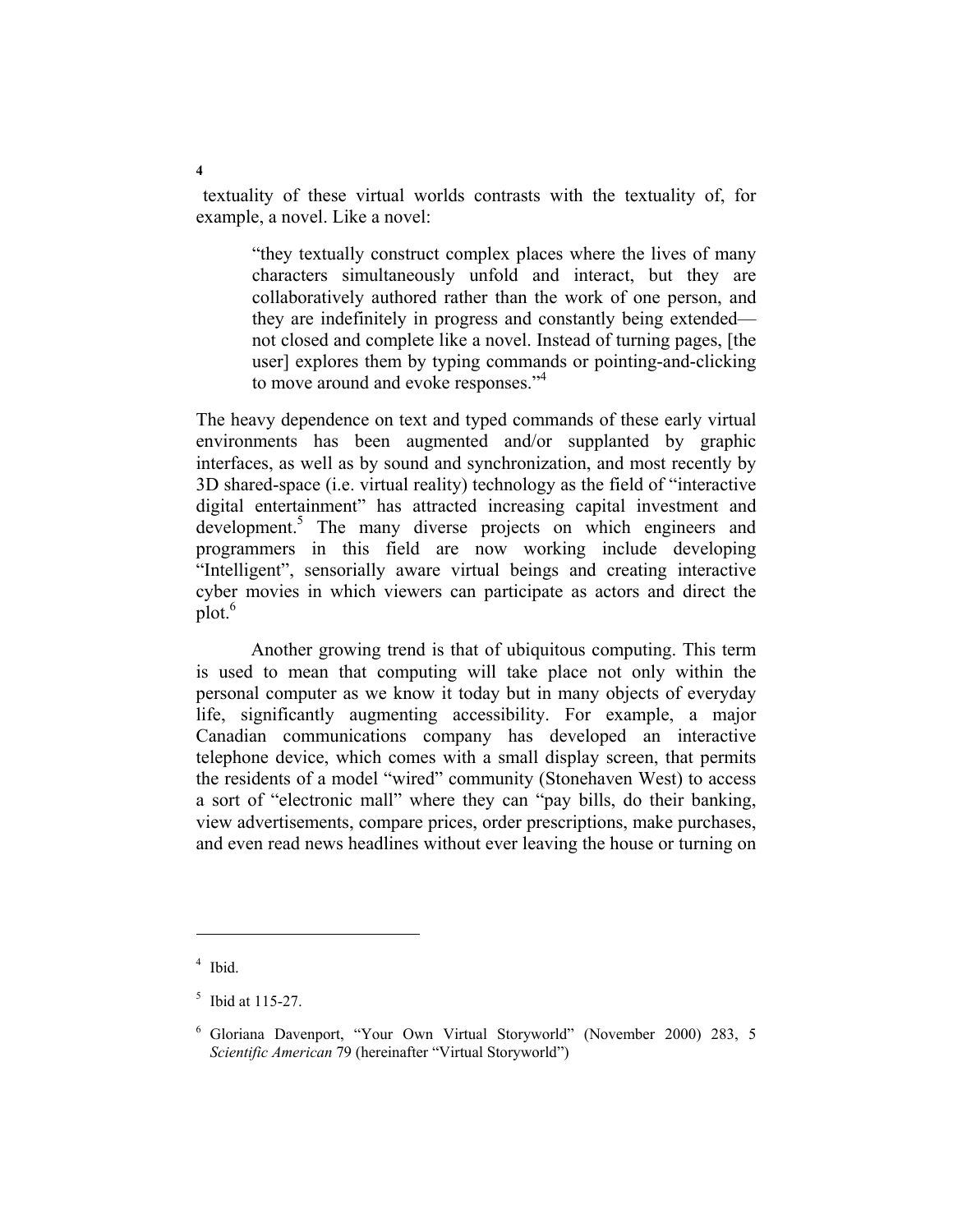textuality of these virtual worlds contrasts with the textuality of, for example, a novel. Like a novel:

> "they textually construct complex places where the lives of many characters simultaneously unfold and interact, but they are collaboratively authored rather than the work of one person, and they are indefinitely in progress and constantly being extended— not closed and complete like a novel. Instead of turning pages, [the user] explores them by typing commands or pointing-and-clicking to move around and evoke responses."[4]

The heavy dependence on text and typed commands of these early virtual environments has been augmented and/or supplanted by graphic interfaces, as well as by sound and synchronization, and most recently by 3D shared-space (i.e. virtual reality) technology as the field of "interactive digital entertainment" has attracted increasing capital investment and development.[5] The many diverse projects on which engineers and programmers in this field are now working include developing "Intelligent", sensorially aware virtual beings and creating interactive cyber movies in which viewers can participate as actors and direct the plot.[6]

Another growing trend is that of ubiquitous computing. This term is used to mean that computing will take place not only within the personal computer as we know it today but in many objects of everyday life, significantly augmenting accessibility. For example, a major Canadian communications company has developed an interactive telephone device, which comes with a small display screen, that permits the residents of a model "wired" community (Stonehaven West) to access a sort of "electronic mall" where they can "pay bills, do their banking, view advertisements, compare prices, order prescriptions, make purchases, and even read news headlines without ever leaving the house or turning on

---

[4] Ibid.

[5] Ibid at 115-27.

[6] Gloriana Davenport, "Your Own Virtual Storyworld" (November 2000) 283, 5 *Scientific American* 79 (hereinafter "Virtual Storyworld")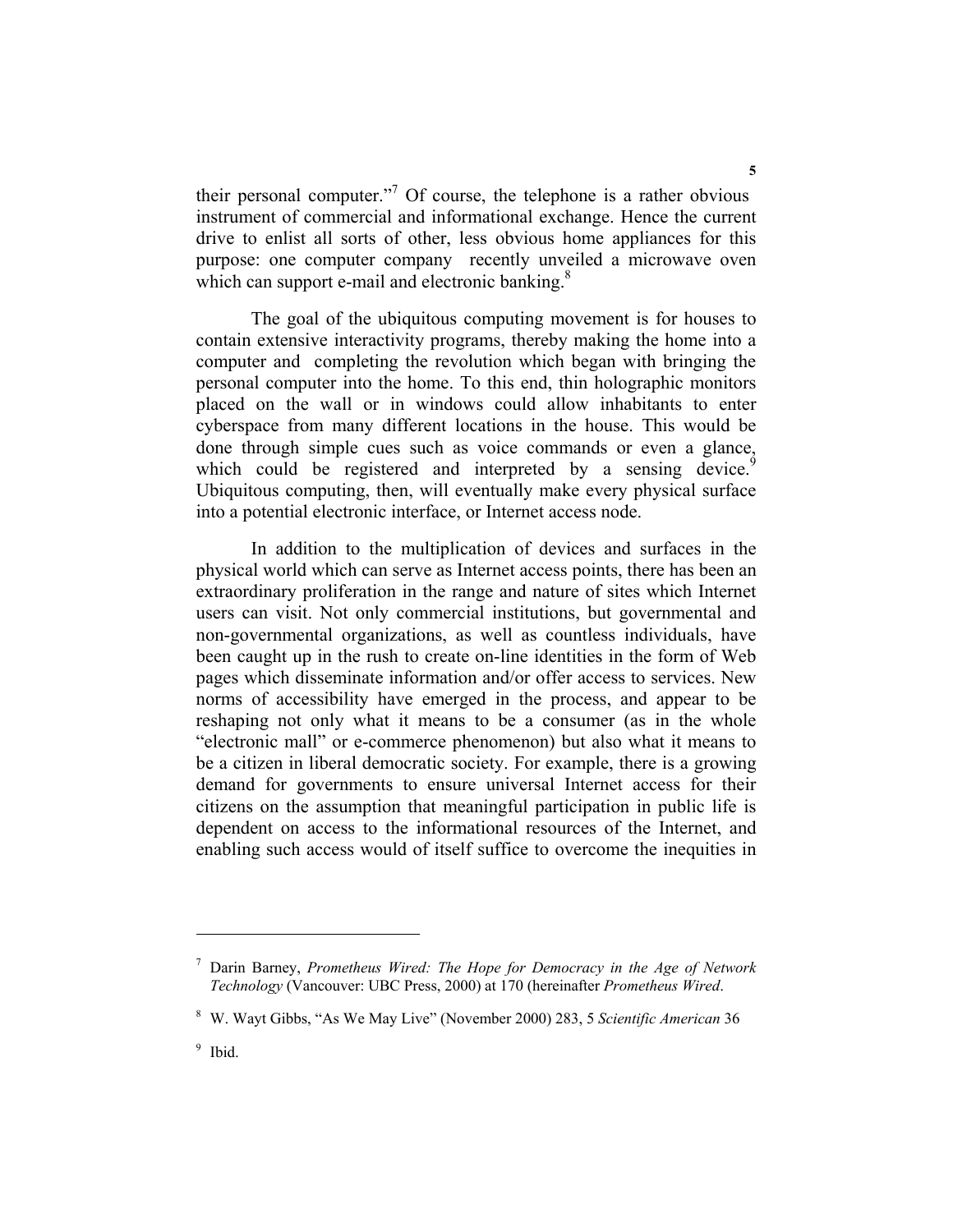their personal computer."[7] Of course, the telephone is a rather obvious instrument of commercial and informational exchange. Hence the current drive to enlist all sorts of other, less obvious home appliances for this purpose: one computer company recently unveiled a microwave oven which can support e-mail and electronic banking.[8]

The goal of the ubiquitous computing movement is for houses to contain extensive interactivity programs, thereby making the home into a computer and completing the revolution which began with bringing the personal computer into the home. To this end, thin holographic monitors placed on the wall or in windows could allow inhabitants to enter cyberspace from many different locations in the house. This would be done through simple cues such as voice commands or even a glance, which could be registered and interpreted by a sensing device.[9] Ubiquitous computing, then, will eventually make every physical surface into a potential electronic interface, or Internet access node.

In addition to the multiplication of devices and surfaces in the physical world which can serve as Internet access points, there has been an extraordinary proliferation in the range and nature of sites which Internet users can visit. Not only commercial institutions, but governmental and non-governmental organizations, as well as countless individuals, have been caught up in the rush to create on-line identities in the form of Web pages which disseminate information and/or offer access to services. New norms of accessibility have emerged in the process, and appear to be reshaping not only what it means to be a consumer (as in the whole "electronic mall" or e-commerce phenomenon) but also what it means to be a citizen in liberal democratic society. For example, there is a growing demand for governments to ensure universal Internet access for their citizens on the assumption that meaningful participation in public life is dependent on access to the informational resources of the Internet, and enabling such access would of itself suffice to overcome the inequities in

---

[7] Darin Barney, *Prometheus Wired: The Hope for Democracy in the Age of Network Technology* (Vancouver: UBC Press, 2000) at 170 (hereinafter *Prometheus Wired*.

[8] W. Wayt Gibbs, "As We May Live" (November 2000) 283, 5 *Scientific American* 36

[9] Ibid.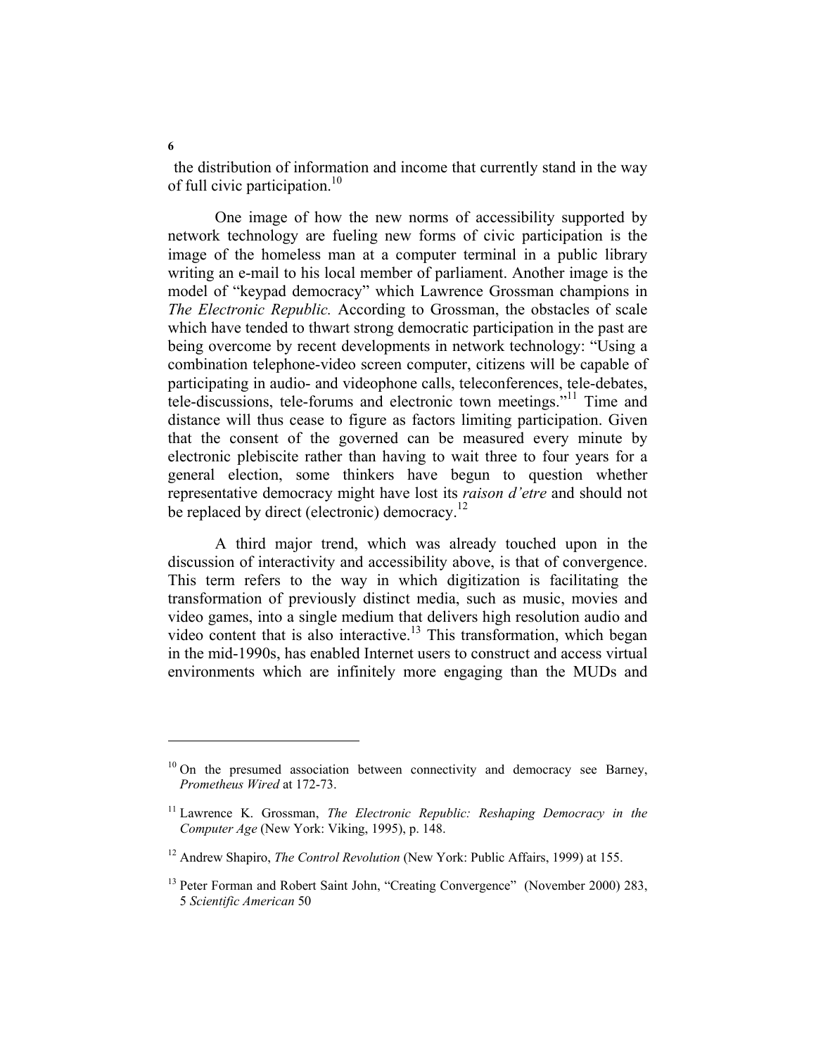the distribution of information and income that currently stand in the way of full civic participation.[10]

One image of how the new norms of accessibility supported by network technology are fueling new forms of civic participation is the image of the homeless man at a computer terminal in a public library writing an e-mail to his local member of parliament. Another image is the model of "keypad democracy" which Lawrence Grossman champions in *The Electronic Republic.* According to Grossman, the obstacles of scale which have tended to thwart strong democratic participation in the past are being overcome by recent developments in network technology: "Using a combination telephone-video screen computer, citizens will be capable of participating in audio- and videophone calls, teleconferences, tele-debates, tele-discussions, tele-forums and electronic town meetings."[11] Time and distance will thus cease to figure as factors limiting participation. Given that the consent of the governed can be measured every minute by electronic plebiscite rather than having to wait three to four years for a general election, some thinkers have begun to question whether representative democracy might have lost its *raison d'etre* and should not be replaced by direct (electronic) democracy.[12]

A third major trend, which was already touched upon in the discussion of interactivity and accessibility above, is that of convergence. This term refers to the way in which digitization is facilitating the transformation of previously distinct media, such as music, movies and video games, into a single medium that delivers high resolution audio and video content that is also interactive.[13] This transformation, which began in the mid-1990s, has enabled Internet users to construct and access virtual environments which are infinitely more engaging than the MUDs and

---

[10] On the presumed association between connectivity and democracy see Barney, *Prometheus Wired* at 172-73.

[11] Lawrence K. Grossman, *The Electronic Republic: Reshaping Democracy in the Computer Age* (New York: Viking, 1995), p. 148.

[12] Andrew Shapiro, *The Control Revolution* (New York: Public Affairs, 1999) at 155.

[13] Peter Forman and Robert Saint John, "Creating Convergence" (November 2000) 283, 5 *Scientific American* 50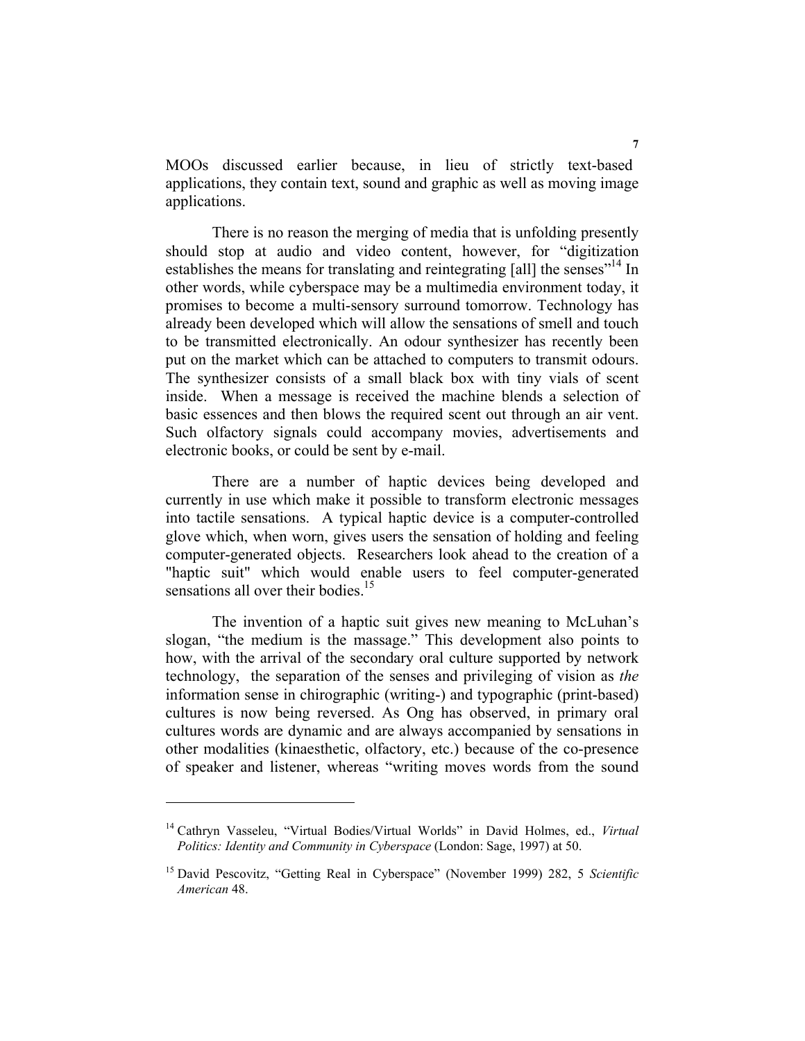MOOs discussed earlier because, in lieu of strictly text-based applications, they contain text, sound and graphic as well as moving image applications.

There is no reason the merging of media that is unfolding presently should stop at audio and video content, however, for "digitization establishes the means for translating and reintegrating [all] the senses"[14] In other words, while cyberspace may be a multimedia environment today, it promises to become a multi-sensory surround tomorrow. Technology has already been developed which will allow the sensations of smell and touch to be transmitted electronically. An odour synthesizer has recently been put on the market which can be attached to computers to transmit odours. The synthesizer consists of a small black box with tiny vials of scent inside. When a message is received the machine blends a selection of basic essences and then blows the required scent out through an air vent. Such olfactory signals could accompany movies, advertisements and electronic books, or could be sent by e-mail.

There are a number of haptic devices being developed and currently in use which make it possible to transform electronic messages into tactile sensations. A typical haptic device is a computer-controlled glove which, when worn, gives users the sensation of holding and feeling computer-generated objects. Researchers look ahead to the creation of a "haptic suit" which would enable users to feel computer-generated sensations all over their bodies.[15]

The invention of a haptic suit gives new meaning to McLuhan's slogan, "the medium is the massage." This development also points to how, with the arrival of the secondary oral culture supported by network technology, the separation of the senses and privileging of vision as *the* information sense in chirographic (writing-) and typographic (print-based) cultures is now being reversed. As Ong has observed, in primary oral cultures words are dynamic and are always accompanied by sensations in other modalities (kinaesthetic, olfactory, etc.) because of the co-presence of speaker and listener, whereas "writing moves words from the sound

---

[14] Cathryn Vasseleu, "Virtual Bodies/Virtual Worlds" in David Holmes, ed., *Virtual Politics: Identity and Community in Cyberspace* (London: Sage, 1997) at 50.

[15] David Pescovitz, "Getting Real in Cyberspace" (November 1999) 282, 5 *Scientific American* 48.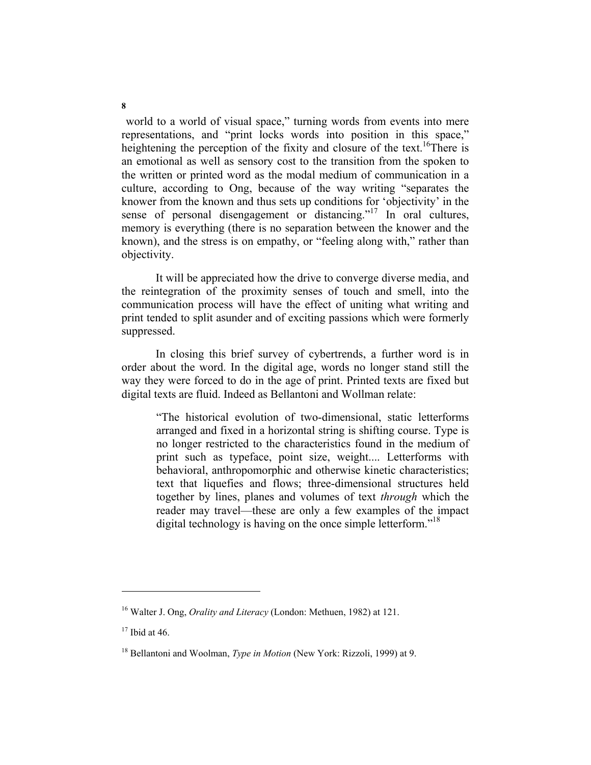world to a world of visual space," turning words from events into mere representations, and "print locks words into position in this space," heightening the perception of the fixity and closure of the text.[16]There is an emotional as well as sensory cost to the transition from the spoken to the written or printed word as the modal medium of communication in a culture, according to Ong, because of the way writing "separates the knower from the known and thus sets up conditions for 'objectivity' in the sense of personal disengagement or distancing."[17] In oral cultures, memory is everything (there is no separation between the knower and the known), and the stress is on empathy, or "feeling along with," rather than objectivity.

It will be appreciated how the drive to converge diverse media, and the reintegration of the proximity senses of touch and smell, into the communication process will have the effect of uniting what writing and print tended to split asunder and of exciting passions which were formerly suppressed.

In closing this brief survey of cybertrends, a further word is in order about the word. In the digital age, words no longer stand still the way they were forced to do in the age of print. Printed texts are fixed but digital texts are fluid. Indeed as Bellantoni and Wollman relate:

> "The historical evolution of two-dimensional, static letterforms arranged and fixed in a horizontal string is shifting course. Type is no longer restricted to the characteristics found in the medium of print such as typeface, point size, weight.... Letterforms with behavioral, anthropomorphic and otherwise kinetic characteristics; text that liquefies and flows; three-dimensional structures held together by lines, planes and volumes of text *through* which the reader may travel—these are only a few examples of the impact digital technology is having on the once simple letterform."[18]

---

[16] Walter J. Ong, *Orality and Literacy* (London: Methuen, 1982) at 121.

[17] Ibid at 46.

[18] Bellantoni and Woolman, *Type in Motion* (New York: Rizzoli, 1999) at 9.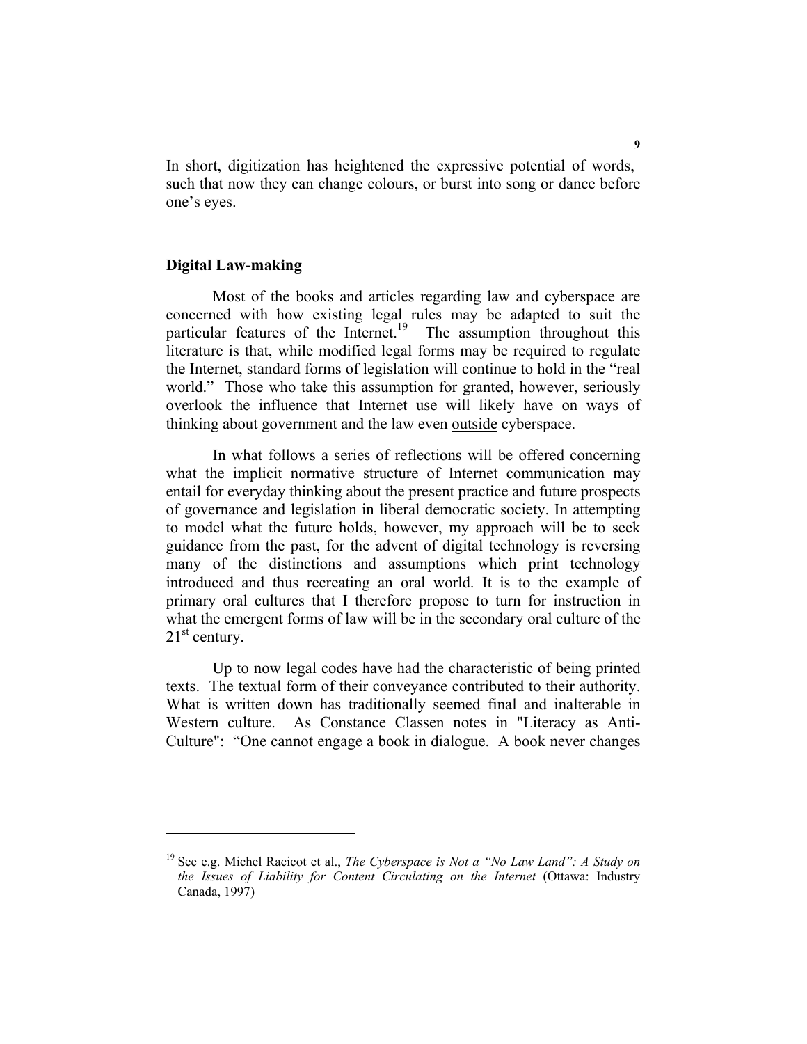In short, digitization has heightened the expressive potential of words, such that now they can change colours, or burst into song or dance before one's eyes.

## Digital Law-making

Most of the books and articles regarding law and cyberspace are concerned with how existing legal rules may be adapted to suit the particular features of the Internet.[19] The assumption throughout this literature is that, while modified legal forms may be required to regulate the Internet, standard forms of legislation will continue to hold in the "real world." Those who take this assumption for granted, however, seriously overlook the influence that Internet use will likely have on ways of thinking about government and the law even <u>outside</u> cyberspace.

In what follows a series of reflections will be offered concerning what the implicit normative structure of Internet communication may entail for everyday thinking about the present practice and future prospects of governance and legislation in liberal democratic society. In attempting to model what the future holds, however, my approach will be to seek guidance from the past, for the advent of digital technology is reversing many of the distinctions and assumptions which print technology introduced and thus recreating an oral world. It is to the example of primary oral cultures that I therefore propose to turn for instruction in what the emergent forms of law will be in the secondary oral culture of the 21st century.

Up to now legal codes have had the characteristic of being printed texts. The textual form of their conveyance contributed to their authority. What is written down has traditionally seemed final and inalterable in Western culture. As Constance Classen notes in "Literacy as Anti-Culture": "One cannot engage a book in dialogue. A book never changes

---

[19] See e.g. Michel Racicot et al., *The Cyberspace is Not a "No Law Land": A Study on the Issues of Liability for Content Circulating on the Internet* (Ottawa: Industry Canada, 1997)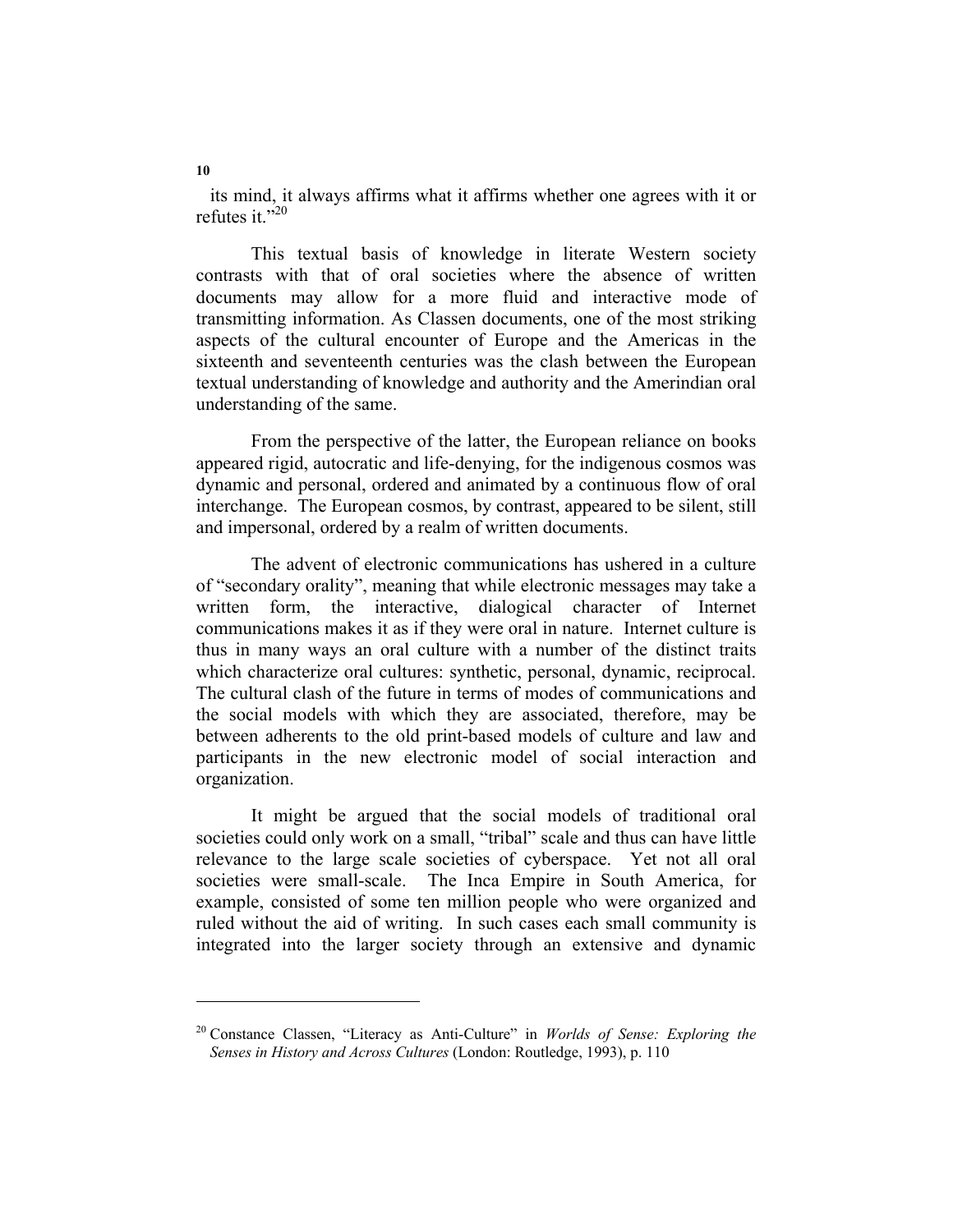its mind, it always affirms what it affirms whether one agrees with it or refutes it."[20]

This textual basis of knowledge in literate Western society contrasts with that of oral societies where the absence of written documents may allow for a more fluid and interactive mode of transmitting information. As Classen documents, one of the most striking aspects of the cultural encounter of Europe and the Americas in the sixteenth and seventeenth centuries was the clash between the European textual understanding of knowledge and authority and the Amerindian oral understanding of the same.

From the perspective of the latter, the European reliance on books appeared rigid, autocratic and life-denying, for the indigenous cosmos was dynamic and personal, ordered and animated by a continuous flow of oral interchange. The European cosmos, by contrast, appeared to be silent, still and impersonal, ordered by a realm of written documents.

The advent of electronic communications has ushered in a culture of "secondary orality", meaning that while electronic messages may take a written form, the interactive, dialogical character of Internet communications makes it as if they were oral in nature. Internet culture is thus in many ways an oral culture with a number of the distinct traits which characterize oral cultures: synthetic, personal, dynamic, reciprocal. The cultural clash of the future in terms of modes of communications and the social models with which they are associated, therefore, may be between adherents to the old print-based models of culture and law and participants in the new electronic model of social interaction and organization.

It might be argued that the social models of traditional oral societies could only work on a small, "tribal" scale and thus can have little relevance to the large scale societies of cyberspace. Yet not all oral societies were small-scale. The Inca Empire in South America, for example, consisted of some ten million people who were organized and ruled without the aid of writing. In such cases each small community is integrated into the larger society through an extensive and dynamic

---

[20] Constance Classen, "Literacy as Anti-Culture" in *Worlds of Sense: Exploring the Senses in History and Across Cultures* (London: Routledge, 1993), p. 110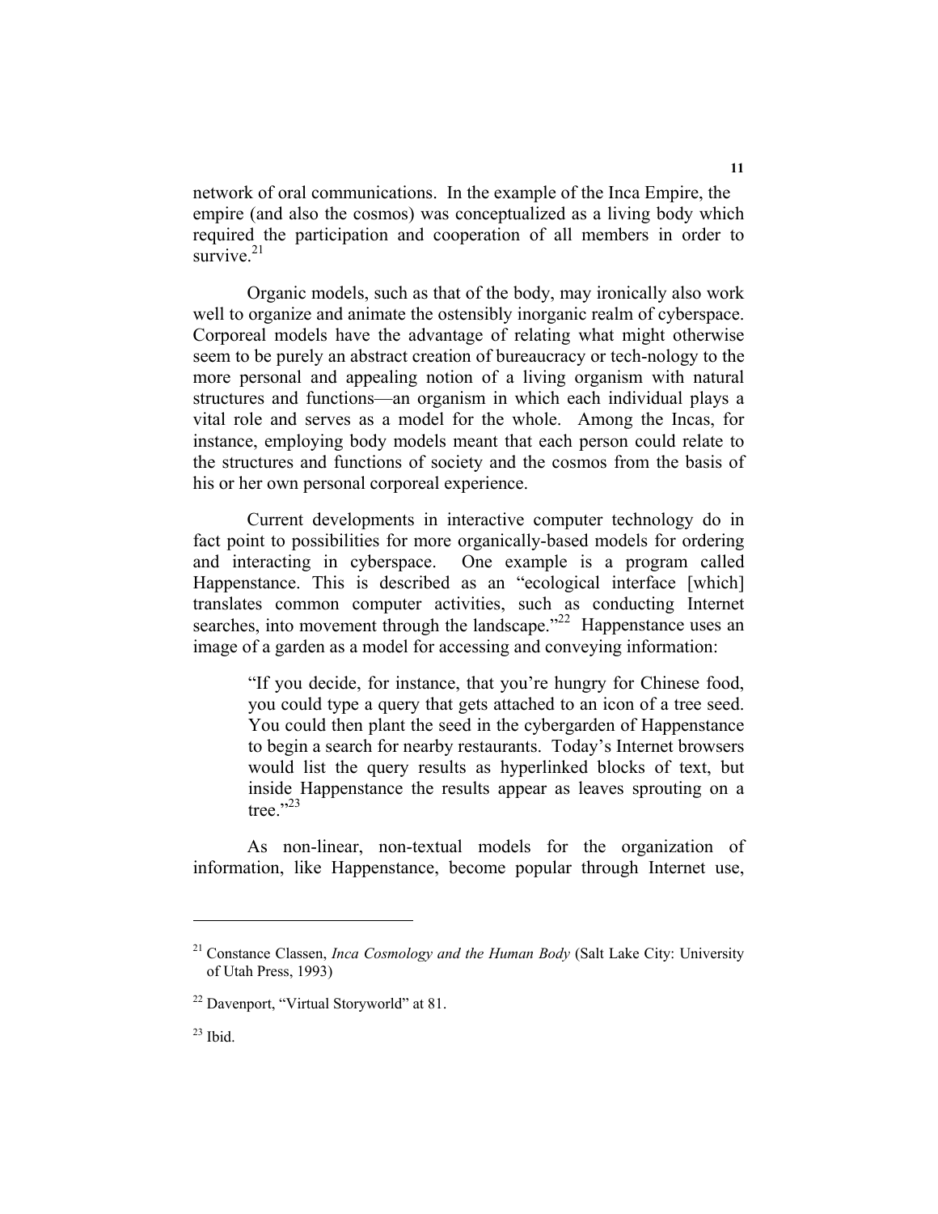network of oral communications. In the example of the Inca Empire, the empire (and also the cosmos) was conceptualized as a living body which required the participation and cooperation of all members in order to survive.[21]

Organic models, such as that of the body, may ironically also work well to organize and animate the ostensibly inorganic realm of cyberspace. Corporeal models have the advantage of relating what might otherwise seem to be purely an abstract creation of bureaucracy or tech-nology to the more personal and appealing notion of a living organism with natural structures and functions—an organism in which each individual plays a vital role and serves as a model for the whole. Among the Incas, for instance, employing body models meant that each person could relate to the structures and functions of society and the cosmos from the basis of his or her own personal corporeal experience.

Current developments in interactive computer technology do in fact point to possibilities for more organically-based models for ordering and interacting in cyberspace. One example is a program called Happenstance. This is described as an "ecological interface [which] translates common computer activities, such as conducting Internet searches, into movement through the landscape."[22] Happenstance uses an image of a garden as a model for accessing and conveying information:

> "If you decide, for instance, that you're hungry for Chinese food, you could type a query that gets attached to an icon of a tree seed. You could then plant the seed in the cybergarden of Happenstance to begin a search for nearby restaurants. Today's Internet browsers would list the query results as hyperlinked blocks of text, but inside Happenstance the results appear as leaves sprouting on a tree."[23]

As non-linear, non-textual models for the organization of information, like Happenstance, become popular through Internet use,

---

[21] Constance Classen, *Inca Cosmology and the Human Body* (Salt Lake City: University of Utah Press, 1993)

[22] Davenport, "Virtual Storyworld" at 81.

[23] Ibid.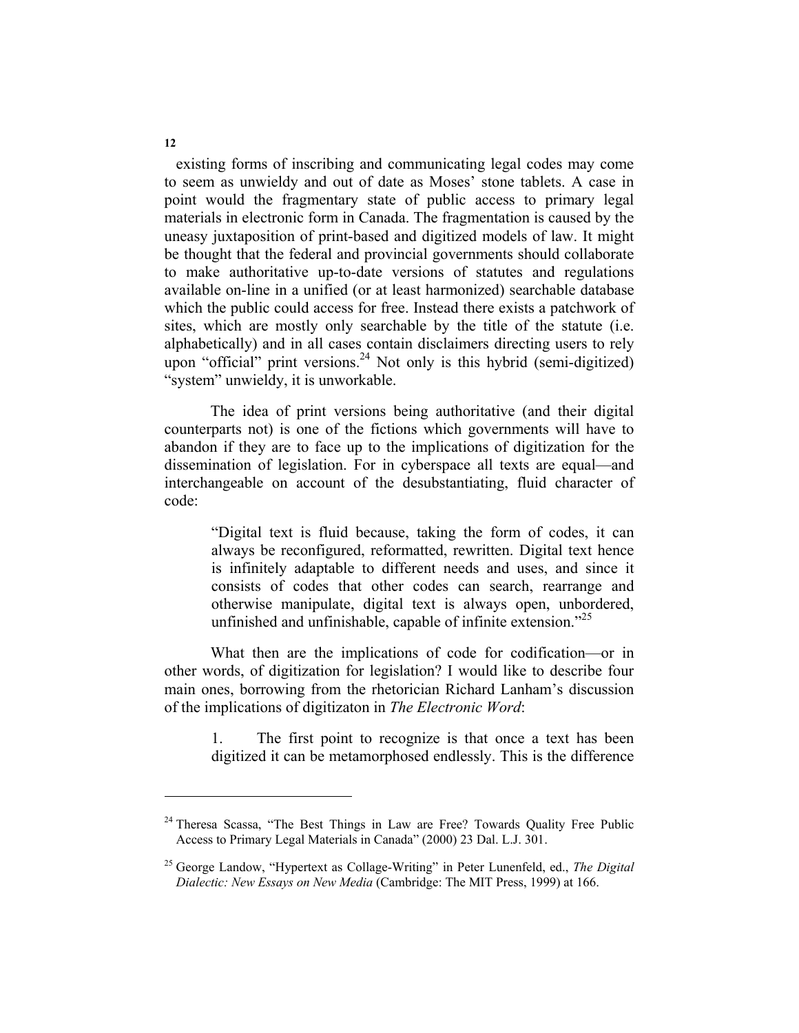existing forms of inscribing and communicating legal codes may come to seem as unwieldy and out of date as Moses' stone tablets. A case in point would the fragmentary state of public access to primary legal materials in electronic form in Canada. The fragmentation is caused by the uneasy juxtaposition of print-based and digitized models of law. It might be thought that the federal and provincial governments should collaborate to make authoritative up-to-date versions of statutes and regulations available on-line in a unified (or at least harmonized) searchable database which the public could access for free. Instead there exists a patchwork of sites, which are mostly only searchable by the title of the statute (i.e. alphabetically) and in all cases contain disclaimers directing users to rely upon "official" print versions.[24] Not only is this hybrid (semi-digitized) "system" unwieldy, it is unworkable.

The idea of print versions being authoritative (and their digital counterparts not) is one of the fictions which governments will have to abandon if they are to face up to the implications of digitization for the dissemination of legislation. For in cyberspace all texts are equal—and interchangeable on account of the desubstantiating, fluid character of code:

> "Digital text is fluid because, taking the form of codes, it can always be reconfigured, reformatted, rewritten. Digital text hence is infinitely adaptable to different needs and uses, and since it consists of codes that other codes can search, rearrange and otherwise manipulate, digital text is always open, unbordered, unfinished and unfinishable, capable of infinite extension."[25]

What then are the implications of code for codification—or in other words, of digitization for legislation? I would like to describe four main ones, borrowing from the rhetorician Richard Lanham's discussion of the implications of digitizaton in *The Electronic Word*:

> 1. The first point to recognize is that once a text has been digitized it can be metamorphosed endlessly. This is the difference

---

[24] Theresa Scassa, "The Best Things in Law are Free? Towards Quality Free Public Access to Primary Legal Materials in Canada" (2000) 23 Dal. L.J. 301.

[25] George Landow, "Hypertext as Collage-Writing" in Peter Lunenfeld, ed., *The Digital Dialectic: New Essays on New Media* (Cambridge: The MIT Press, 1999) at 166.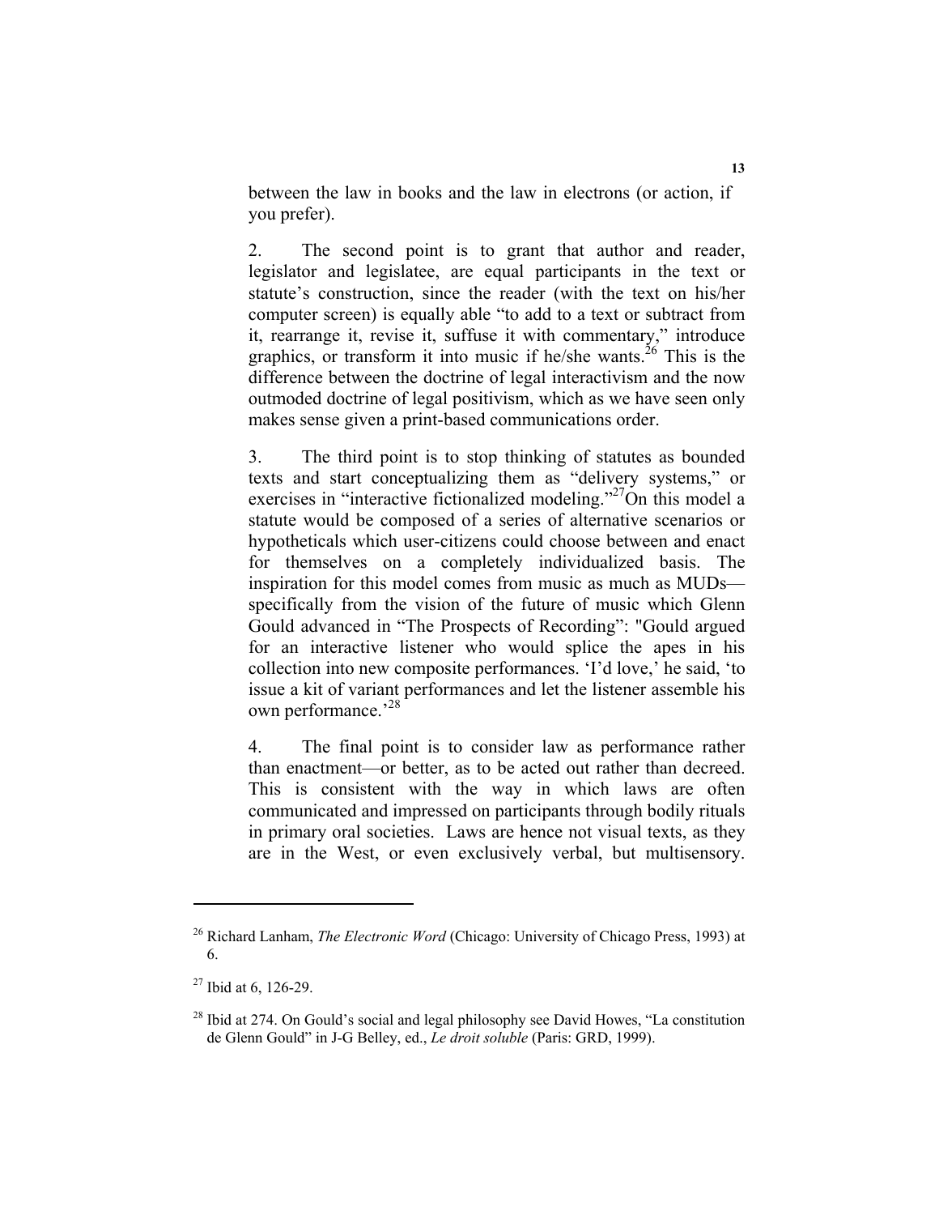between the law in books and the law in electrons (or action, if you prefer).

2. The second point is to grant that author and reader, legislator and legislatee, are equal participants in the text or statute's construction, since the reader (with the text on his/her computer screen) is equally able "to add to a text or subtract from it, rearrange it, revise it, suffuse it with commentary," introduce graphics, or transform it into music if he/she wants.[26] This is the difference between the doctrine of legal interactivism and the now outmoded doctrine of legal positivism, which as we have seen only makes sense given a print-based communications order.

3. The third point is to stop thinking of statutes as bounded texts and start conceptualizing them as "delivery systems," or exercises in "interactive fictionalized modeling."[27]On this model a statute would be composed of a series of alternative scenarios or hypotheticals which user-citizens could choose between and enact for themselves on a completely individualized basis. The inspiration for this model comes from music as much as MUDs—specifically from the vision of the future of music which Glenn Gould advanced in "The Prospects of Recording": "Gould argued for an interactive listener who would splice the apes in his collection into new composite performances. 'I'd love,' he said, 'to issue a kit of variant performances and let the listener assemble his own performance.'[28]

4. The final point is to consider law as performance rather than enactment—or better, as to be acted out rather than decreed. This is consistent with the way in which laws are often communicated and impressed on participants through bodily rituals in primary oral societies. Laws are hence not visual texts, as they are in the West, or even exclusively verbal, but multisensory.

---

[26] Richard Lanham, *The Electronic Word* (Chicago: University of Chicago Press, 1993) at 6.

[27] Ibid at 6, 126-29.

[28] Ibid at 274. On Gould's social and legal philosophy see David Howes, "La constitution de Glenn Gould" in J-G Belley, ed., *Le droit soluble* (Paris: GRD, 1999).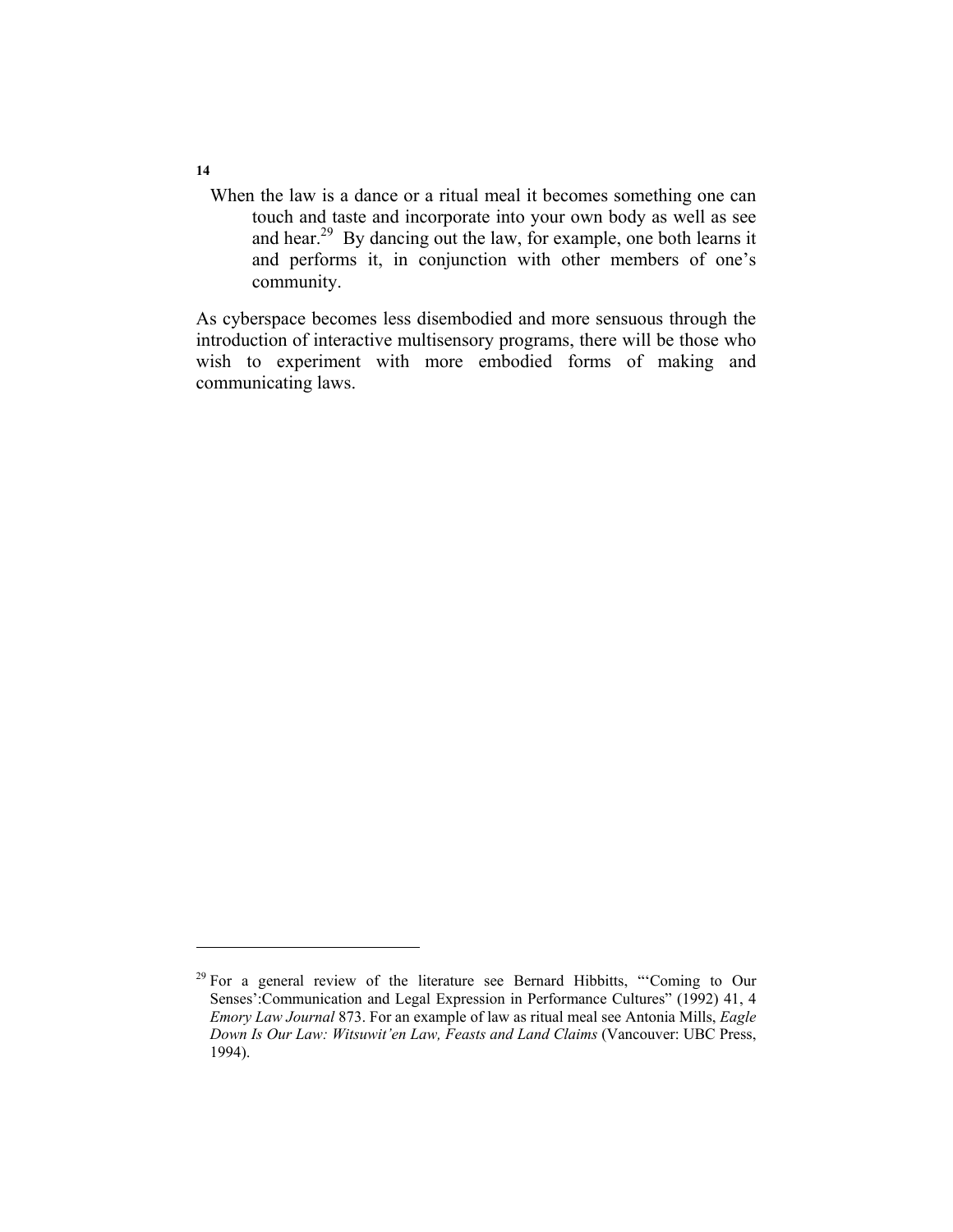> When the law is a dance or a ritual meal it becomes something one can touch and taste and incorporate into your own body as well as see and hear.[29] By dancing out the law, for example, one both learns it and performs it, in conjunction with other members of one's community.

As cyberspace becomes less disembodied and more sensuous through the introduction of interactive multisensory programs, there will be those who wish to experiment with more embodied forms of making and communicating laws.

---

[29] For a general review of the literature see Bernard Hibbitts, "'Coming to Our Senses':Communication and Legal Expression in Performance Cultures" (1992) 41, 4 *Emory Law Journal* 873. For an example of law as ritual meal see Antonia Mills, *Eagle Down Is Our Law: Witsuwit'en Law, Feasts and Land Claims* (Vancouver: UBC Press, 1994).